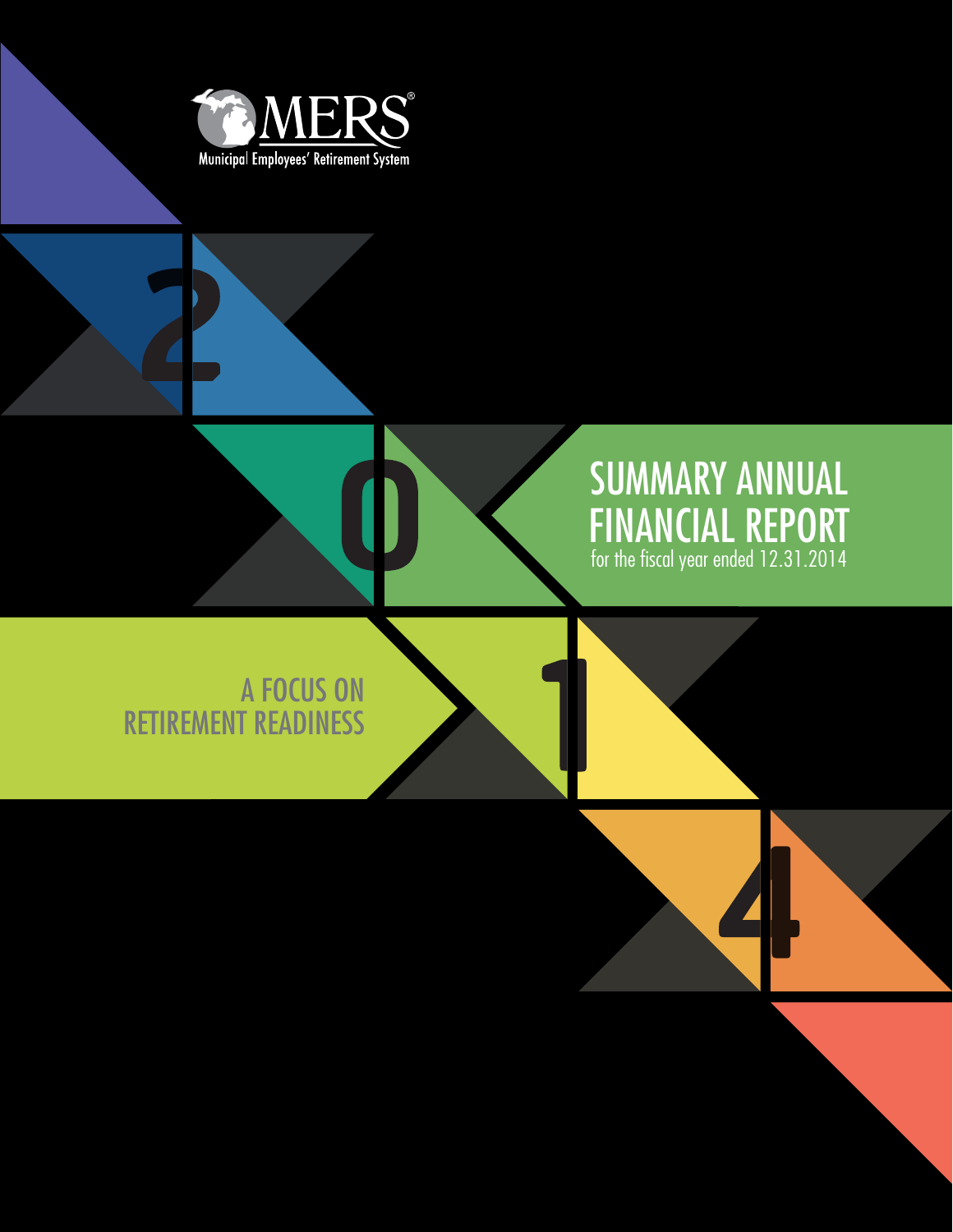MERS®
Municipal Employees' Retirement System

2014

# SUMMARY ANNUAL FINANCIAL REPORT

for the fiscal year ended 12.31.2014

## A FOCUS ON RETIREMENT READINESS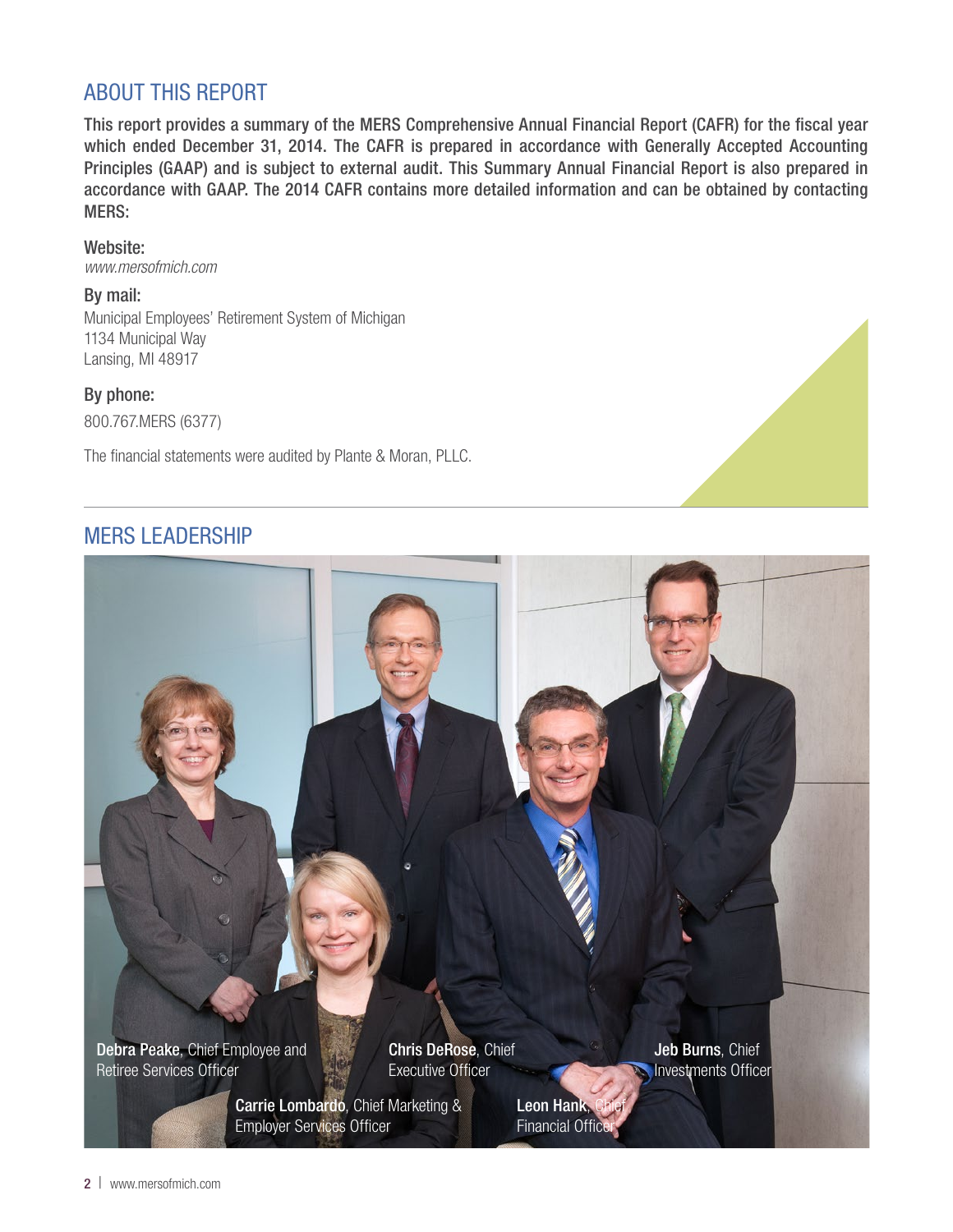## ABOUT THIS REPORT

**This report provides a summary of the MERS Comprehensive Annual Financial Report (CAFR) for the fiscal year which ended December 31, 2014. The CAFR is prepared in accordance with Generally Accepted Accounting Principles (GAAP) and is subject to external audit. This Summary Annual Financial Report is also prepared in accordance with GAAP. The 2014 CAFR contains more detailed information and can be obtained by contacting MERS:**

**Website:**
*www.mersofmich.com*

**By mail:**
Municipal Employees' Retirement System of Michigan
1134 Municipal Way
Lansing, MI 48917

**By phone:**
800.767.MERS (6377)

The financial statements were audited by Plante & Moran, PLLC.

## MERS LEADERSHIP

**Debra Peake**, Chief Employee and Retiree Services Officer

**Chris DeRose**, Chief Executive Officer

**Jeb Burns**, Chief Investments Officer

**Carrie Lombardo**, Chief Marketing & Employer Services Officer

**Leon Hank**, Chief Financial Officer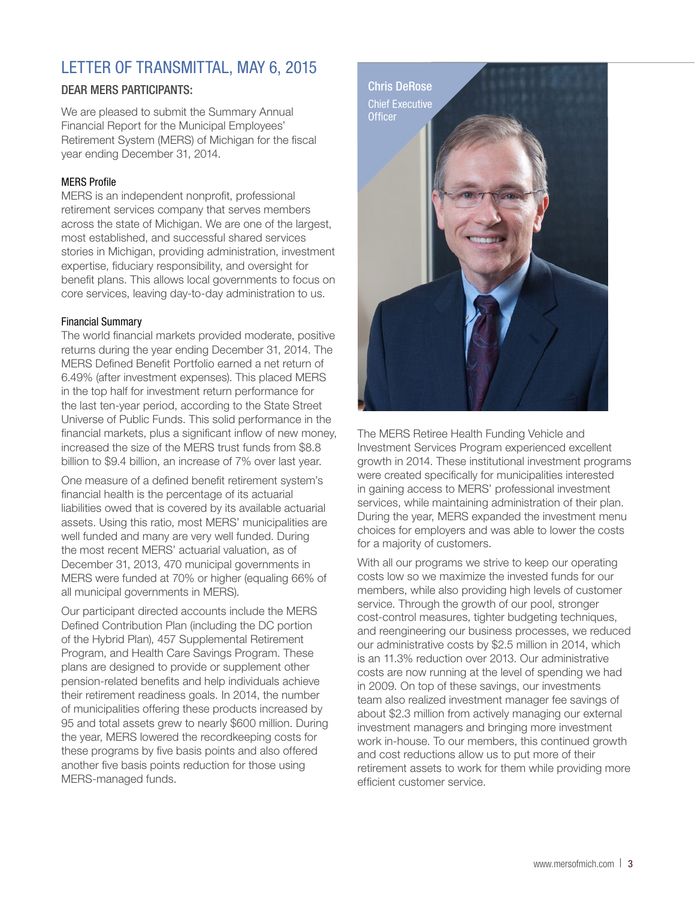# LETTER OF TRANSMITTAL, MAY 6, 2015

## DEAR MERS PARTICIPANTS:

We are pleased to submit the Summary Annual Financial Report for the Municipal Employees' Retirement System (MERS) of Michigan for the fiscal year ending December 31, 2014.

### MERS Profile

MERS is an independent nonprofit, professional retirement services company that serves members across the state of Michigan. We are one of the largest, most established, and successful shared services stories in Michigan, providing administration, investment expertise, fiduciary responsibility, and oversight for benefit plans. This allows local governments to focus on core services, leaving day-to-day administration to us.

### Financial Summary

The world financial markets provided moderate, positive returns during the year ending December 31, 2014. The MERS Defined Benefit Portfolio earned a net return of 6.49% (after investment expenses). This placed MERS in the top half for investment return performance for the last ten-year period, according to the State Street Universe of Public Funds. This solid performance in the financial markets, plus a significant inflow of new money, increased the size of the MERS trust funds from $8.8 billion to $9.4 billion, an increase of 7% over last year.

One measure of a defined benefit retirement system's financial health is the percentage of its actuarial liabilities owed that is covered by its available actuarial assets. Using this ratio, most MERS' municipalities are well funded and many are very well funded. During the most recent MERS' actuarial valuation, as of December 31, 2013, 470 municipal governments in MERS were funded at 70% or higher (equaling 66% of all municipal governments in MERS).

Our participant directed accounts include the MERS Defined Contribution Plan (including the DC portion of the Hybrid Plan), 457 Supplemental Retirement Program, and Health Care Savings Program. These plans are designed to provide or supplement other pension-related benefits and help individuals achieve their retirement readiness goals. In 2014, the number of municipalities offering these products increased by 95 and total assets grew to nearly $600 million. During the year, MERS lowered the recordkeeping costs for these programs by five basis points and also offered another five basis points reduction for those using MERS-managed funds.

Chris DeRose
Chief Executive Officer

The MERS Retiree Health Funding Vehicle and Investment Services Program experienced excellent growth in 2014. These institutional investment programs were created specifically for municipalities interested in gaining access to MERS' professional investment services, while maintaining administration of their plan. During the year, MERS expanded the investment menu choices for employers and was able to lower the costs for a majority of customers.

With all our programs we strive to keep our operating costs low so we maximize the invested funds for our members, while also providing high levels of customer service. Through the growth of our pool, stronger cost-control measures, tighter budgeting techniques, and reengineering our business processes, we reduced our administrative costs by $2.5 million in 2014, which is an 11.3% reduction over 2013. Our administrative costs are now running at the level of spending we had in 2009. On top of these savings, our investments team also realized investment manager fee savings of about $2.3 million from actively managing our external investment managers and bringing more investment work in-house. To our members, this continued growth and cost reductions allow us to put more of their retirement assets to work for them while providing more efficient customer service.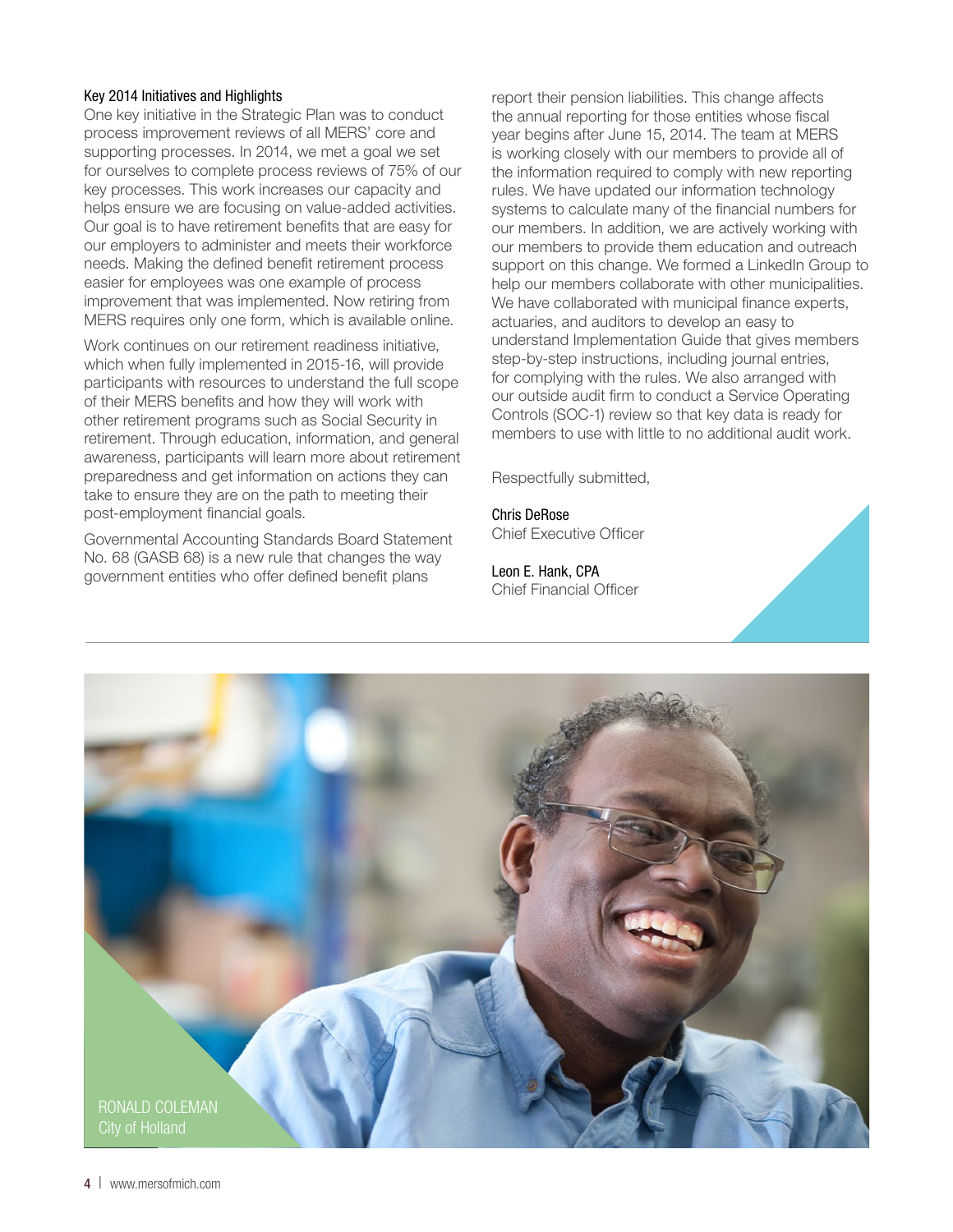### Key 2014 Initiatives and Highlights

One key initiative in the Strategic Plan was to conduct process improvement reviews of all MERS' core and supporting processes. In 2014, we met a goal we set for ourselves to complete process reviews of 75% of our key processes. This work increases our capacity and helps ensure we are focusing on value-added activities. Our goal is to have retirement benefits that are easy for our employers to administer and meets their workforce needs. Making the defined benefit retirement process easier for employees was one example of process improvement that was implemented. Now retiring from MERS requires only one form, which is available online.

Work continues on our retirement readiness initiative, which when fully implemented in 2015-16, will provide participants with resources to understand the full scope of their MERS benefits and how they will work with other retirement programs such as Social Security in retirement. Through education, information, and general awareness, participants will learn more about retirement preparedness and get information on actions they can take to ensure they are on the path to meeting their post-employment financial goals.

Governmental Accounting Standards Board Statement No. 68 (GASB 68) is a new rule that changes the way government entities who offer defined benefit plans report their pension liabilities. This change affects the annual reporting for those entities whose fiscal year begins after June 15, 2014. The team at MERS is working closely with our members to provide all of the information required to comply with new reporting rules. We have updated our information technology systems to calculate many of the financial numbers for our members. In addition, we are actively working with our members to provide them education and outreach support on this change. We formed a LinkedIn Group to help our members collaborate with other municipalities. We have collaborated with municipal finance experts, actuaries, and auditors to develop an easy to understand Implementation Guide that gives members step-by-step instructions, including journal entries, for complying with the rules. We also arranged with our outside audit firm to conduct a Service Operating Controls (SOC-1) review so that key data is ready for members to use with little to no additional audit work.

Respectfully submitted,

Chris DeRose
Chief Executive Officer

Leon E. Hank, CPA
Chief Financial Officer

RONALD COLEMAN
City of Holland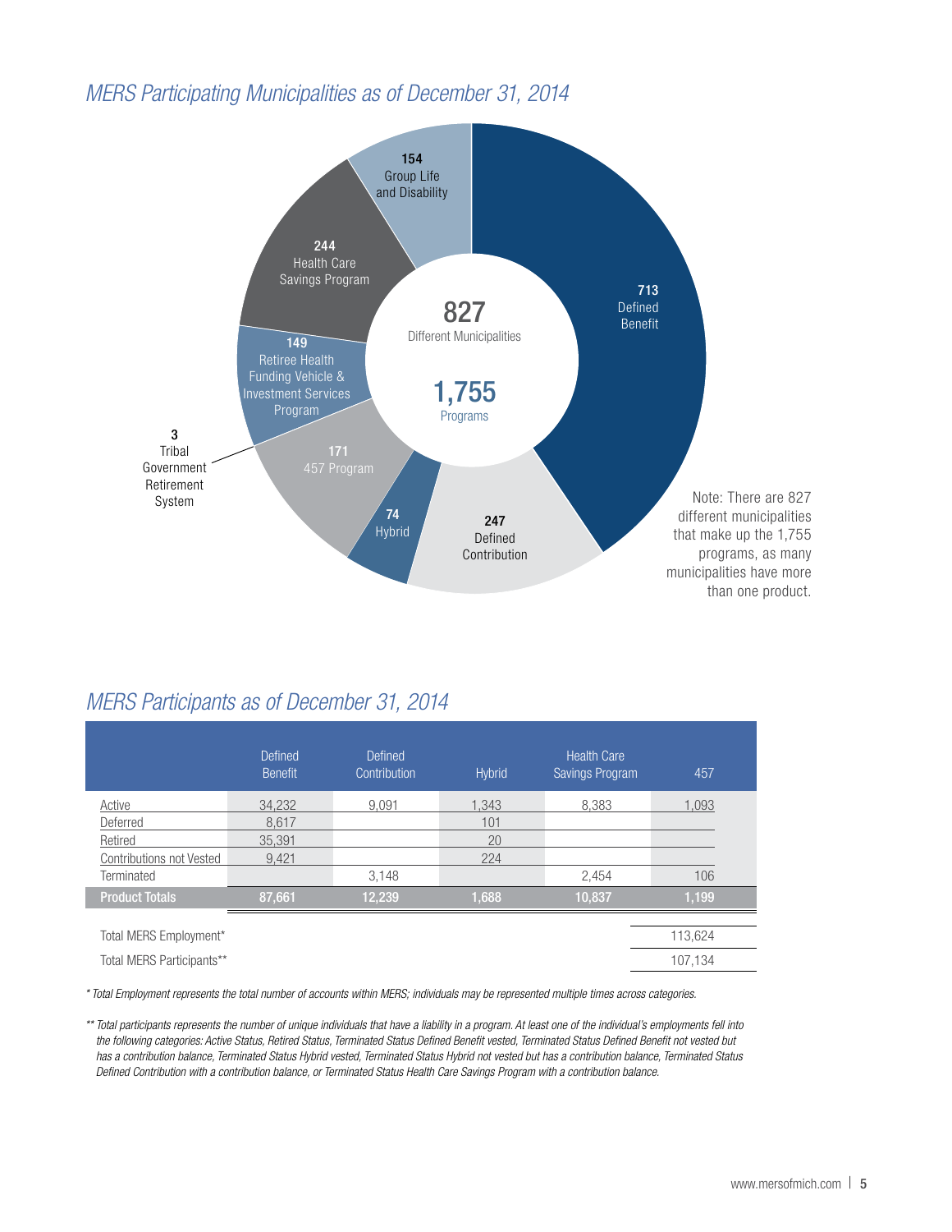## *MERS Participating Municipalities as of December 31, 2014*

827 Different Municipalities

1,755 Programs

- 713 Defined Benefit
- 247 Defined Contribution
- 74 Hybrid
- 171 457 Program
- 3 Tribal Government Retirement System
- 149 Retiree Health Funding Vehicle & Investment Services Program
- 244 Health Care Savings Program
- 154 Group Life and Disability

Note: There are 827 different municipalities that make up the 1,755 programs, as many municipalities have more than one product.

## *MERS Participants as of December 31, 2014*

| | Defined Benefit | Defined Contribution | Hybrid | Health Care Savings Program | 457 |
|---|---|---|---|---|---|
| Active | 34,232 | 9,091 | 1,343 | 8,383 | 1,093 |
| Deferred | 8,617 | | 101 | | |
| Retired | 35,391 | | 20 | | |
| Contributions not Vested | 9,421 | | 224 | | |
| Terminated | | 3,148 | | 2,454 | 106 |
| **Product Totals** | **87,661** | **12,239** | **1,688** | **10,837** | **1,199** |

| | |
|---|---|
| Total MERS Employment* | 113,624 |
| Total MERS Participants** | 107,134 |

*\* Total Employment represents the total number of accounts within MERS; individuals may be represented multiple times across categories.*

*\*\* Total participants represents the number of unique individuals that have a liability in a program. At least one of the individual's employments fell into the following categories: Active Status, Retired Status, Terminated Status Defined Benefit vested, Terminated Status Defined Benefit not vested but has a contribution balance, Terminated Status Hybrid vested, Terminated Status Hybrid not vested but has a contribution balance, Terminated Status Defined Contribution with a contribution balance, or Terminated Status Health Care Savings Program with a contribution balance.*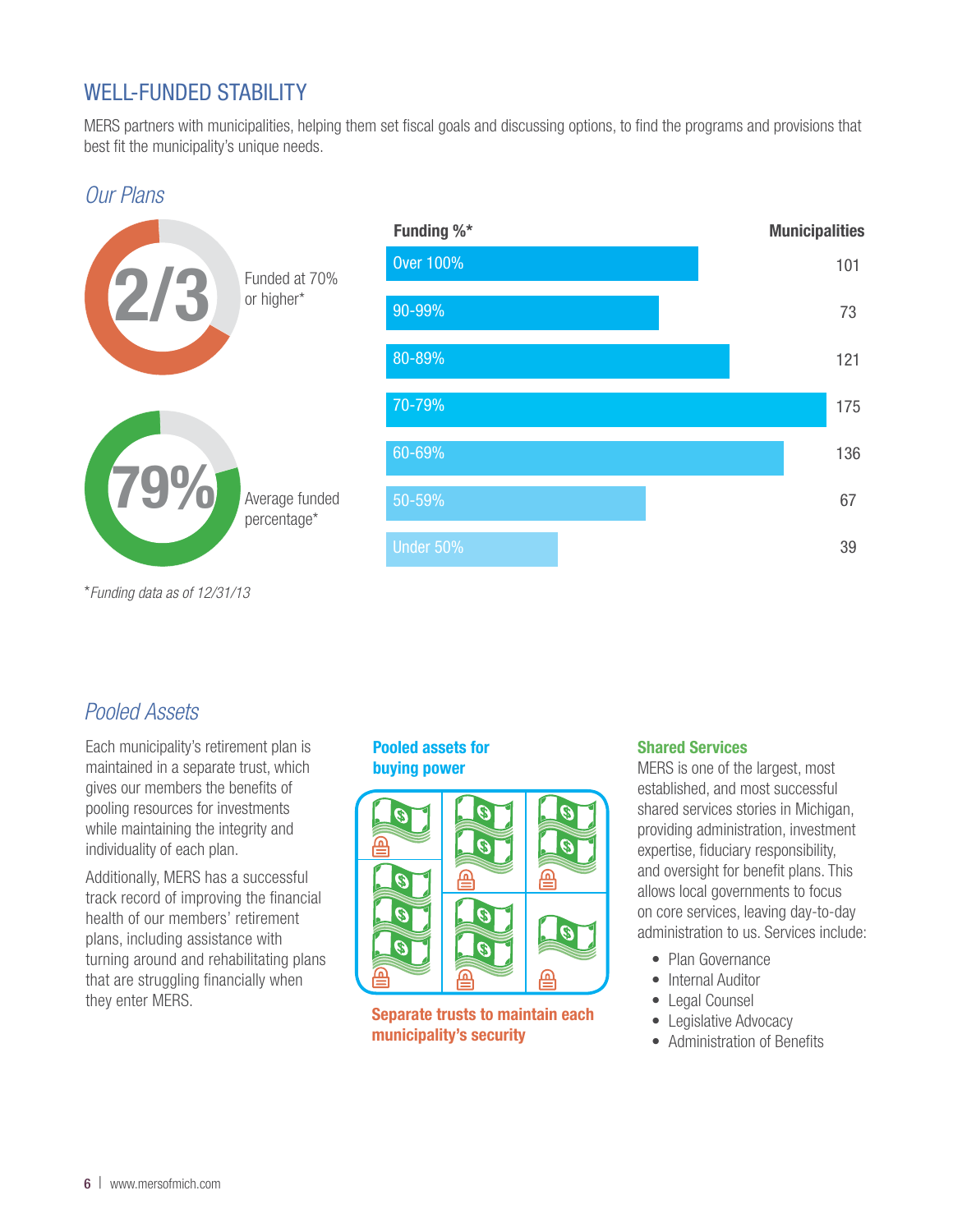## WELL-FUNDED STABILITY

MERS partners with municipalities, helping them set fiscal goals and discussing options, to find the programs and provisions that best fit the municipality's unique needs.

### *Our Plans*

**2/3** Funded at 70% or higher*

**79%** Average funded percentage*

| Funding %* | Municipalities |
|---|---|
| Over 100% | 101 |
| 90-99% | 73 |
| 80-89% | 121 |
| 70-79% | 175 |
| 60-69% | 136 |
| 50-59% | 67 |
| Under 50% | 39 |

**Funding data as of 12/31/13*

### *Pooled Assets*

Each municipality's retirement plan is maintained in a separate trust, which gives our members the benefits of pooling resources for investments while maintaining the integrity and individuality of each plan.

Additionally, MERS has a successful track record of improving the financial health of our members' retirement plans, including assistance with turning around and rehabilitating plans that are struggling financially when they enter MERS.

**Pooled assets for buying power**

**Separate trusts to maintain each municipality's security**

**Shared Services**

MERS is one of the largest, most established, and most successful shared services stories in Michigan, providing administration, investment expertise, fiduciary responsibility, and oversight for benefit plans. This allows local governments to focus on core services, leaving day-to-day administration to us. Services include:

- Plan Governance
- Internal Auditor
- Legal Counsel
- Legislative Advocacy
- Administration of Benefits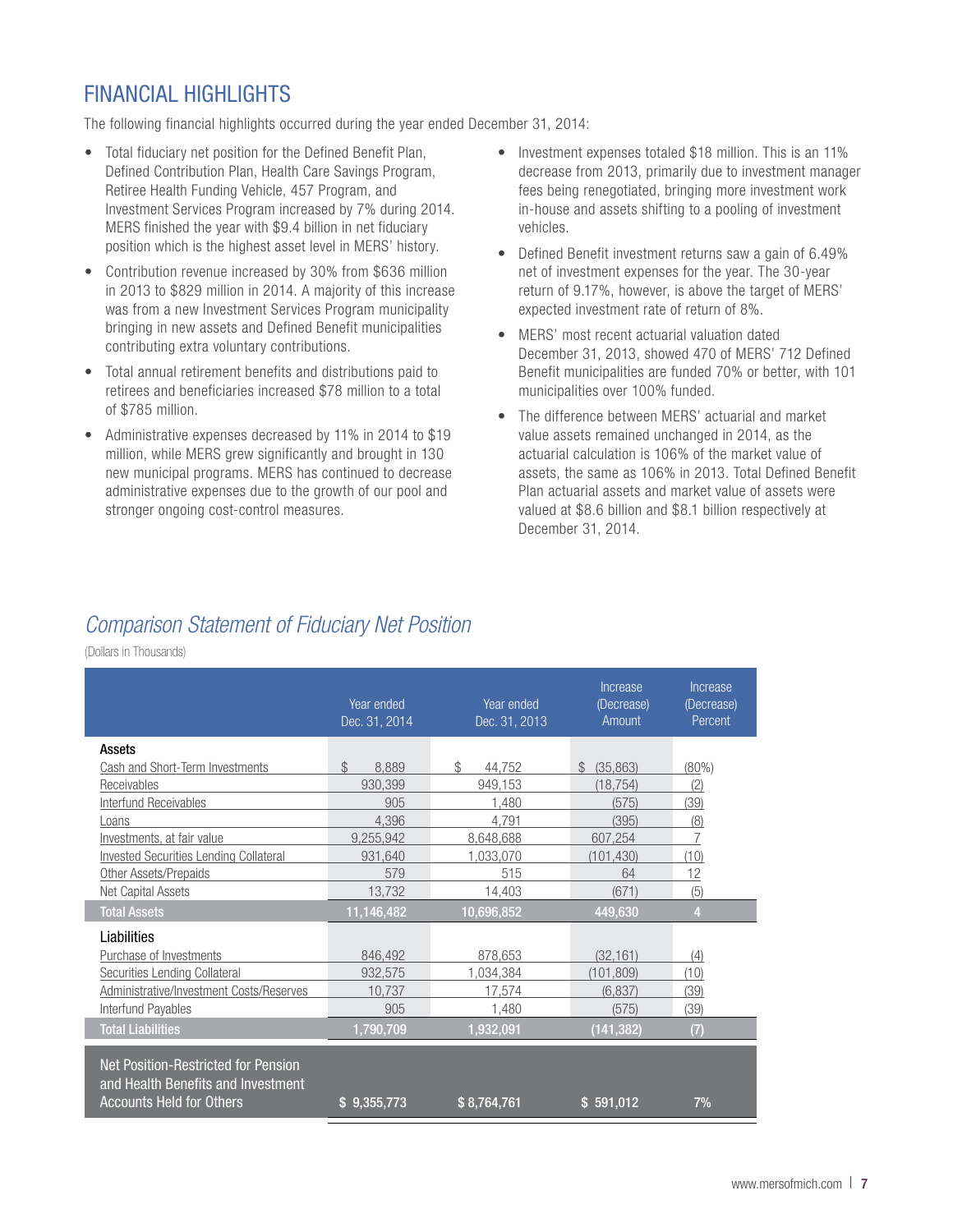## FINANCIAL HIGHLIGHTS

The following financial highlights occurred during the year ended December 31, 2014:

- Total fiduciary net position for the Defined Benefit Plan, Defined Contribution Plan, Health Care Savings Program, Retiree Health Funding Vehicle, 457 Program, and Investment Services Program increased by 7% during 2014. MERS finished the year with $9.4 billion in net fiduciary position which is the highest asset level in MERS' history.
- Contribution revenue increased by 30% from $636 million in 2013 to $829 million in 2014. A majority of this increase was from a new Investment Services Program municipality bringing in new assets and Defined Benefit municipalities contributing extra voluntary contributions.
- Total annual retirement benefits and distributions paid to retirees and beneficiaries increased $78 million to a total of $785 million.
- Administrative expenses decreased by 11% in 2014 to $19 million, while MERS grew significantly and brought in 130 new municipal programs. MERS has continued to decrease administrative expenses due to the growth of our pool and stronger ongoing cost-control measures.
- Investment expenses totaled $18 million. This is an 11% decrease from 2013, primarily due to investment manager fees being renegotiated, bringing more investment work in-house and assets shifting to a pooling of investment vehicles.
- Defined Benefit investment returns saw a gain of 6.49% net of investment expenses for the year. The 30-year return of 9.17%, however, is above the target of MERS' expected investment rate of return of 8%.
- MERS' most recent actuarial valuation dated December 31, 2013, showed 470 of MERS' 712 Defined Benefit municipalities are funded 70% or better, with 101 municipalities over 100% funded.
- The difference between MERS' actuarial and market value assets remained unchanged in 2014, as the actuarial calculation is 106% of the market value of assets, the same as 106% in 2013. Total Defined Benefit Plan actuarial assets and market value of assets were valued at $8.6 billion and $8.1 billion respectively at December 31, 2014.

### *Comparison Statement of Fiduciary Net Position*

(Dollars in Thousands)

| | Year ended Dec. 31, 2014 | Year ended Dec. 31, 2013 | Increase (Decrease) Amount | Increase (Decrease) Percent |
|---|---|---|---|---|
| **Assets** | | | | |
| Cash and Short-Term Investments | $ 8,889 | $ 44,752 | $ (35,863) | (80%) |
| Receivables | 930,399 | 949,153 | (18,754) | (2) |
| Interfund Receivables | 905 | 1,480 | (575) | (39) |
| Loans | 4,396 | 4,791 | (395) | (8) |
| Investments, at fair value | 9,255,942 | 8,648,688 | 607,254 | 7 |
| Invested Securities Lending Collateral | 931,640 | 1,033,070 | (101,430) | (10) |
| Other Assets/Prepaids | 579 | 515 | 64 | 12 |
| Net Capital Assets | 13,732 | 14,403 | (671) | (5) |
| **Total Assets** | **11,146,482** | **10,696,852** | **449,630** | **4** |
| **Liabilities** | | | | |
| Purchase of Investments | 846,492 | 878,653 | (32,161) | (4) |
| Securities Lending Collateral | 932,575 | 1,034,384 | (101,809) | (10) |
| Administrative/Investment Costs/Reserves | 10,737 | 17,574 | (6,837) | (39) |
| Interfund Payables | 905 | 1,480 | (575) | (39) |
| **Total Liabilities** | **1,790,709** | **1,932,091** | **(141,382)** | **(7)** |
| **Net Position-Restricted for Pension and Health Benefits and Investment Accounts Held for Others** | **$ 9,355,773** | **$ 8,764,761** | **$ 591,012** | **7%** |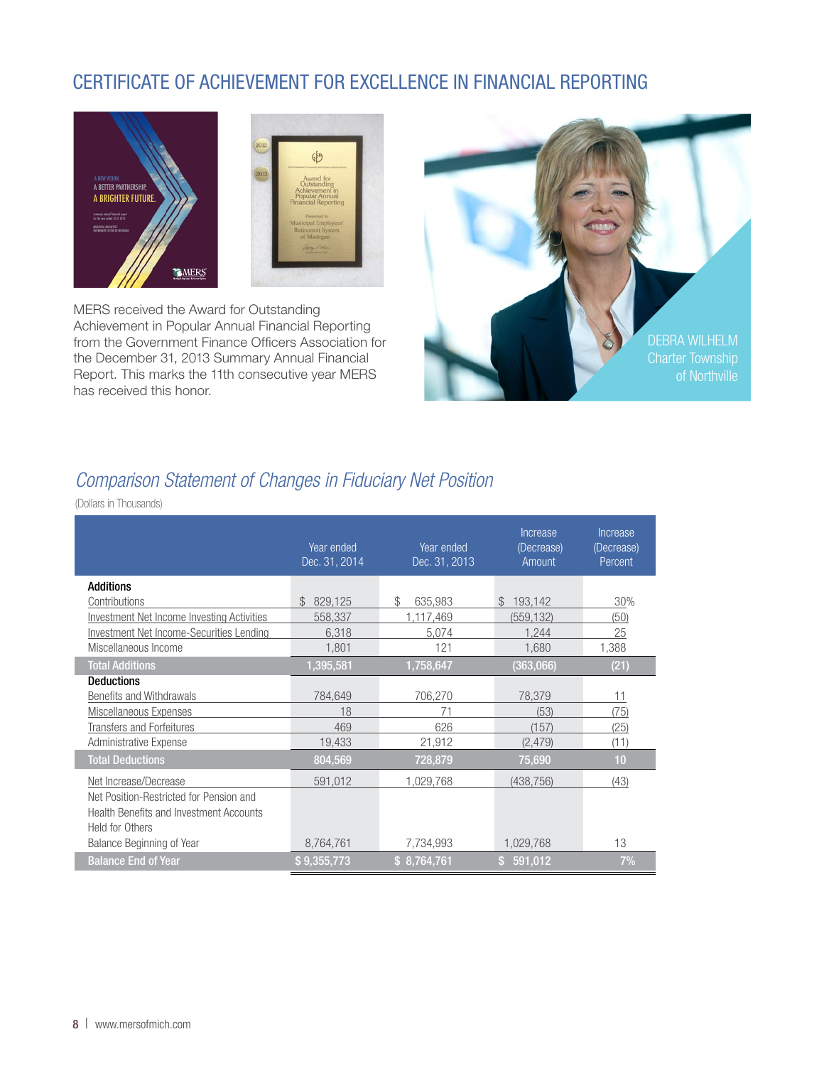## CERTIFICATE OF ACHIEVEMENT FOR EXCELLENCE IN FINANCIAL REPORTING

MERS received the Award for Outstanding Achievement in Popular Annual Financial Reporting from the Government Finance Officers Association for the December 31, 2013 Summary Annual Financial Report. This marks the 11th consecutive year MERS has received this honor.

DEBRA WILHELM
Charter Township of Northville

### *Comparison Statement of Changes in Fiduciary Net Position*

(Dollars in Thousands)

| | Year ended Dec. 31, 2014 | Year ended Dec. 31, 2013 | Increase (Decrease) Amount | Increase (Decrease) Percent |
|---|---|---|---|---|
| **Additions** | | | | |
| Contributions | $ 829,125 | $ 635,983 | $ 193,142 | 30% |
| Investment Net Income Investing Activities | 558,337 | 1,117,469 | (559,132) | (50) |
| Investment Net Income-Securities Lending | 6,318 | 5,074 | 1,244 | 25 |
| Miscellaneous Income | 1,801 | 121 | 1,680 | 1,388 |
| **Total Additions** | **1,395,581** | **1,758,647** | **(363,066)** | **(21)** |
| **Deductions** | | | | |
| Benefits and Withdrawals | 784,649 | 706,270 | 78,379 | 11 |
| Miscellaneous Expenses | 18 | 71 | (53) | (75) |
| Transfers and Forfeitures | 469 | 626 | (157) | (25) |
| Administrative Expense | 19,433 | 21,912 | (2,479) | (11) |
| **Total Deductions** | **804,569** | **728,879** | **75,690** | **10** |
| Net Increase/Decrease | 591,012 | 1,029,768 | (438,756) | (43) |
| Net Position-Restricted for Pension and Health Benefits and Investment Accounts Held for Others | | | | |
| Balance Beginning of Year | 8,764,761 | 7,734,993 | 1,029,768 | 13 |
| **Balance End of Year** | **$ 9,355,773** | **$ 8,764,761** | **$ 591,012** | **7%** |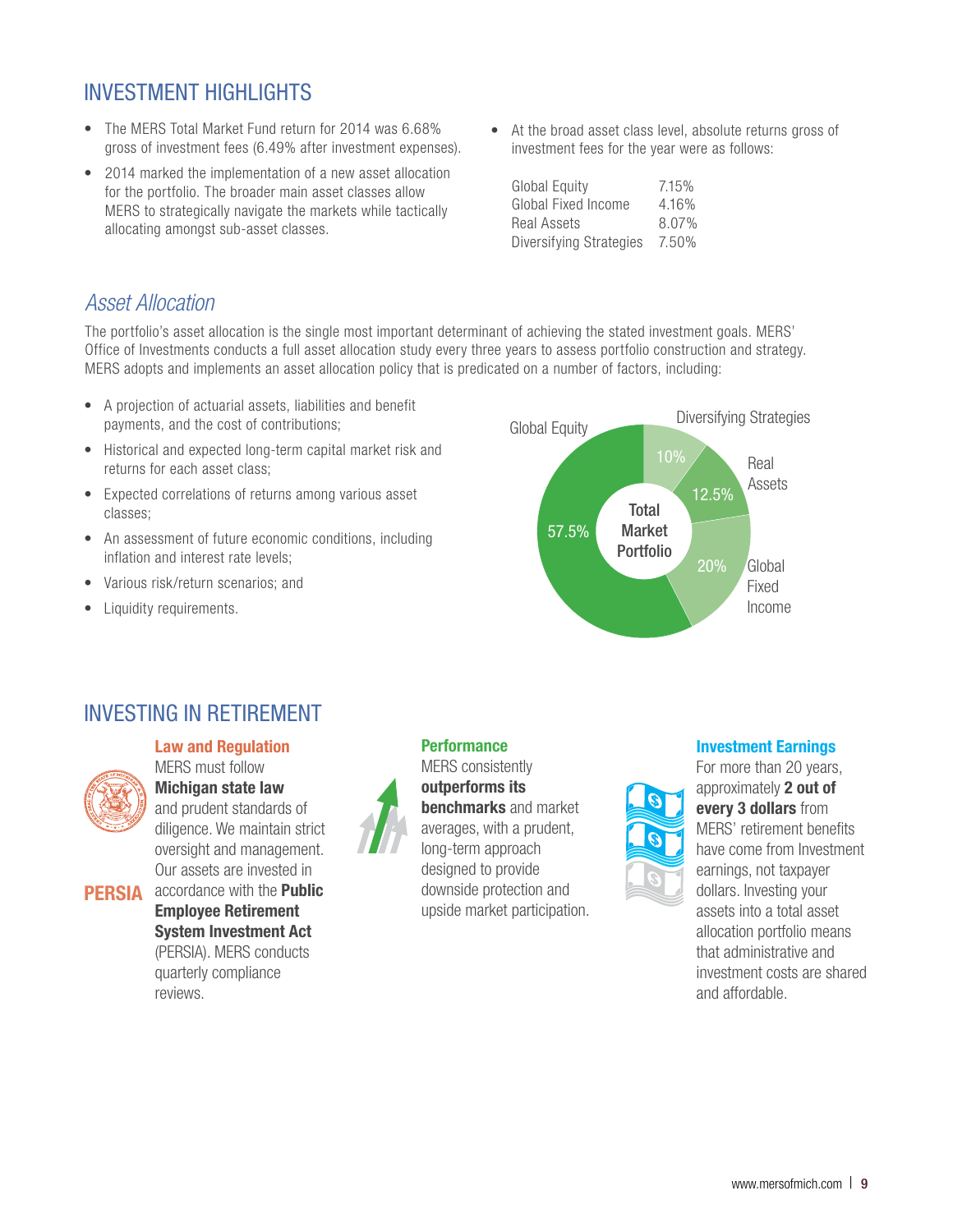## INVESTMENT HIGHLIGHTS

- The MERS Total Market Fund return for 2014 was 6.68% gross of investment fees (6.49% after investment expenses).
- 2014 marked the implementation of a new asset allocation for the portfolio. The broader main asset classes allow MERS to strategically navigate the markets while tactically allocating amongst sub-asset classes.
- At the broad asset class level, absolute returns gross of investment fees for the year were as follows:

| | |
|---|---|
| Global Equity | 7.15% |
| Global Fixed Income | 4.16% |
| Real Assets | 8.07% |
| Diversifying Strategies | 7.50% |

### *Asset Allocation*

The portfolio's asset allocation is the single most important determinant of achieving the stated investment goals. MERS' Office of Investments conducts a full asset allocation study every three years to assess portfolio construction and strategy. MERS adopts and implements an asset allocation policy that is predicated on a number of factors, including:

- A projection of actuarial assets, liabilities and benefit payments, and the cost of contributions;
- Historical and expected long-term capital market risk and returns for each asset class;
- Expected correlations of returns among various asset classes;
- An assessment of future economic conditions, including inflation and interest rate levels;
- Various risk/return scenarios; and
- Liquidity requirements.

**Total Market Portfolio**

| Asset Class | Allocation |
|---|---|
| Global Equity | 57.5% |
| Global Fixed Income | 20% |
| Real Assets | 12.5% |
| Diversifying Strategies | 10% |

## INVESTING IN RETIREMENT

**Law and Regulation**

MERS must follow **Michigan state law** and prudent standards of diligence. We maintain strict oversight and management. Our assets are invested in accordance with the **Public Employee Retirement System Investment Act** (PERSIA). MERS conducts quarterly compliance reviews.

PERSIA

**Performance**

MERS consistently **outperforms its benchmarks** and market averages, with a prudent, long-term approach designed to provide downside protection and upside market participation.

**Investment Earnings**

For more than 20 years, approximately **2 out of every 3 dollars** from MERS' retirement benefits have come from Investment earnings, not taxpayer dollars. Investing your assets into a total asset allocation portfolio means that administrative and investment costs are shared and affordable.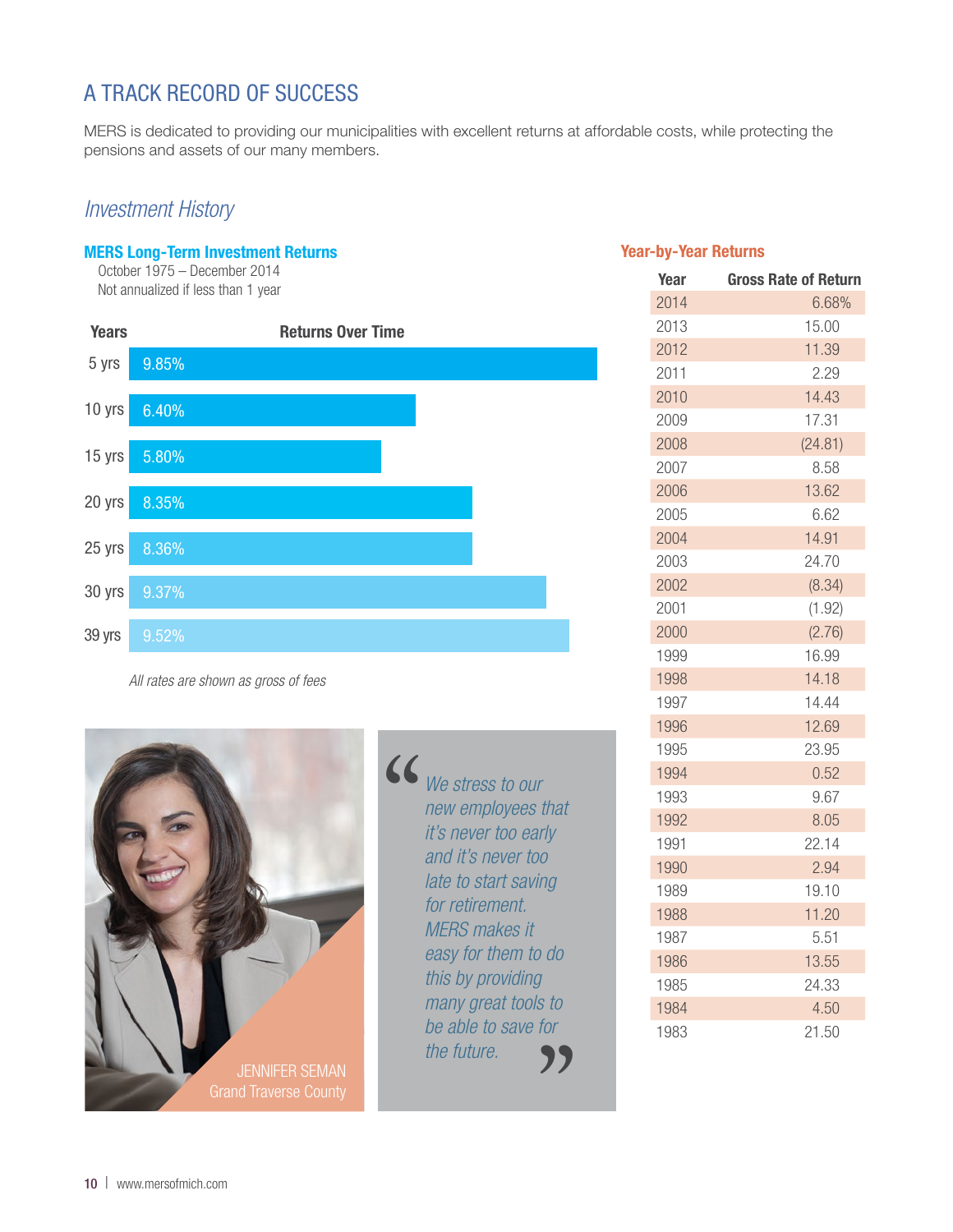# A TRACK RECORD OF SUCCESS

MERS is dedicated to providing our municipalities with excellent returns at affordable costs, while protecting the pensions and assets of our many members.

## *Investment History*

### MERS Long-Term Investment Returns

October 1975 – December 2014
Not annualized if less than 1 year

| Years | Returns Over Time |
|---|---|
| 5 yrs | 9.85% |
| 10 yrs | 6.40% |
| 15 yrs | 5.80% |
| 20 yrs | 8.35% |
| 25 yrs | 8.36% |
| 30 yrs | 9.37% |
| 39 yrs | 9.52% |

*All rates are shown as gross of fees*

*"We stress to our new employees that it's never too early and it's never too late to start saving for retirement. MERS makes it easy for them to do this by providing many great tools to be able to save for the future."*

JENNIFER SEMAN
Grand Traverse County

### Year-by-Year Returns

| Year | Gross Rate of Return |
|---|---|
| 2014 | 6.68% |
| 2013 | 15.00 |
| 2012 | 11.39 |
| 2011 | 2.29 |
| 2010 | 14.43 |
| 2009 | 17.31 |
| 2008 | (24.81) |
| 2007 | 8.58 |
| 2006 | 13.62 |
| 2005 | 6.62 |
| 2004 | 14.91 |
| 2003 | 24.70 |
| 2002 | (8.34) |
| 2001 | (1.92) |
| 2000 | (2.76) |
| 1999 | 16.99 |
| 1998 | 14.18 |
| 1997 | 14.44 |
| 1996 | 12.69 |
| 1995 | 23.95 |
| 1994 | 0.52 |
| 1993 | 9.67 |
| 1992 | 8.05 |
| 1991 | 22.14 |
| 1990 | 2.94 |
| 1989 | 19.10 |
| 1988 | 11.20 |
| 1987 | 5.51 |
| 1986 | 13.55 |
| 1985 | 24.33 |
| 1984 | 4.50 |
| 1983 | 21.50 |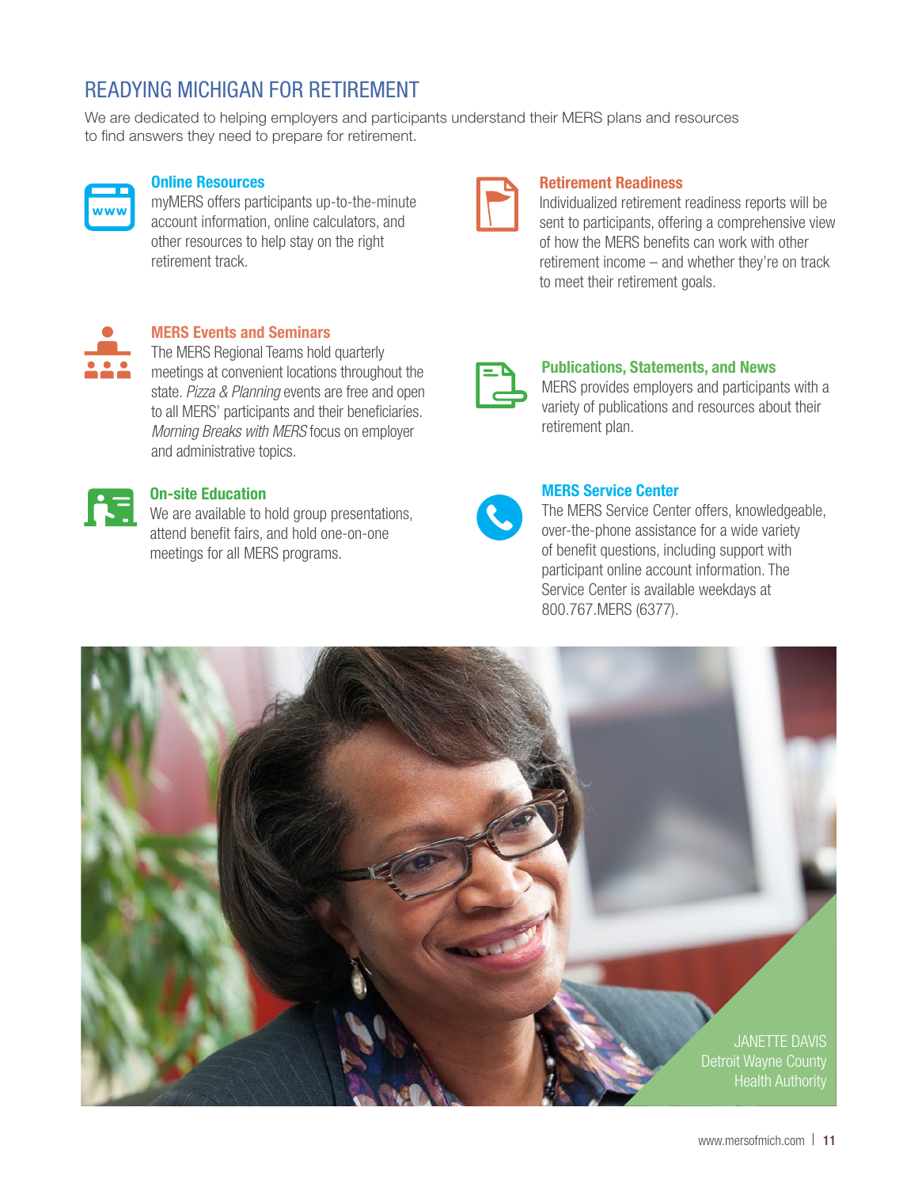## READYING MICHIGAN FOR RETIREMENT

We are dedicated to helping employers and participants understand their MERS plans and resources to find answers they need to prepare for retirement.

### Online Resources

myMERS offers participants up-to-the-minute account information, online calculators, and other resources to help stay on the right retirement track.

### MERS Events and Seminars

The MERS Regional Teams hold quarterly meetings at convenient locations throughout the state. *Pizza & Planning* events are free and open to all MERS' participants and their beneficiaries. *Morning Breaks with MERS* focus on employer and administrative topics.

### On-site Education

We are available to hold group presentations, attend benefit fairs, and hold one-on-one meetings for all MERS programs.

### Retirement Readiness

Individualized retirement readiness reports will be sent to participants, offering a comprehensive view of how the MERS benefits can work with other retirement income – and whether they're on track to meet their retirement goals.

### Publications, Statements, and News

MERS provides employers and participants with a variety of publications and resources about their retirement plan.

### MERS Service Center

The MERS Service Center offers, knowledgeable, over-the-phone assistance for a wide variety of benefit questions, including support with participant online account information. The Service Center is available weekdays at 800.767.MERS (6377).

JANETTE DAVIS
Detroit Wayne County
Health Authority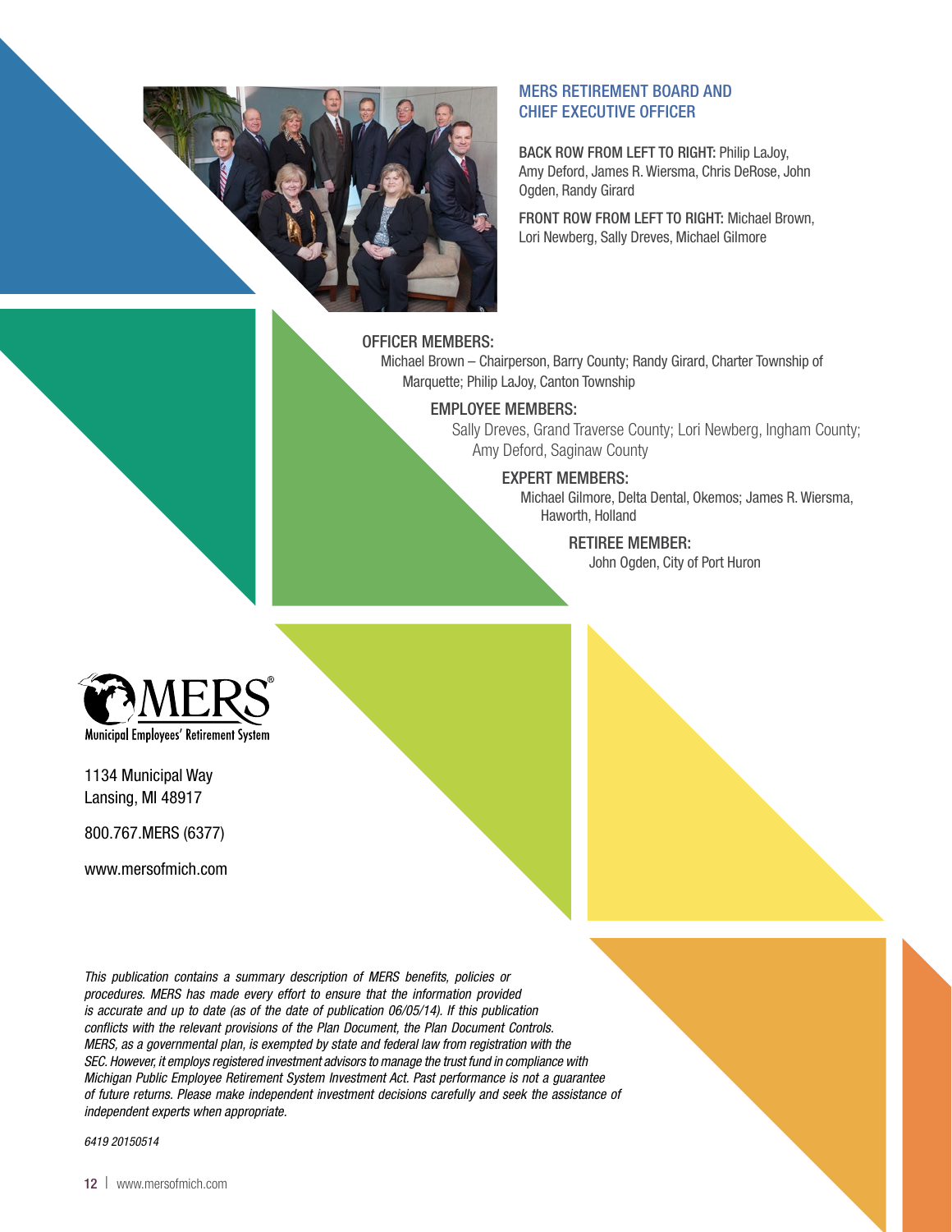## MERS RETIREMENT BOARD AND CHIEF EXECUTIVE OFFICER

**BACK ROW FROM LEFT TO RIGHT:** Philip LaJoy, Amy Deford, James R. Wiersma, Chris DeRose, John Ogden, Randy Girard

**FRONT ROW FROM LEFT TO RIGHT:** Michael Brown, Lori Newberg, Sally Dreves, Michael Gilmore

### OFFICER MEMBERS:

Michael Brown – Chairperson, Barry County; Randy Girard, Charter Township of Marquette; Philip LaJoy, Canton Township

### EMPLOYEE MEMBERS:

Sally Dreves, Grand Traverse County; Lori Newberg, Ingham County; Amy Deford, Saginaw County

### EXPERT MEMBERS:

Michael Gilmore, Delta Dental, Okemos; James R. Wiersma, Haworth, Holland

### RETIREE MEMBER:

John Ogden, City of Port Huron

MERS®
Municipal Employees' Retirement System

1134 Municipal Way
Lansing, MI 48917

800.767.MERS (6377)

www.mersofmich.com

*This publication contains a summary description of MERS benefits, policies or procedures. MERS has made every effort to ensure that the information provided is accurate and up to date (as of the date of publication 06/05/14). If this publication conflicts with the relevant provisions of the Plan Document, the Plan Document Controls. MERS, as a governmental plan, is exempted by state and federal law from registration with the SEC. However, it employs registered investment advisors to manage the trust fund in compliance with Michigan Public Employee Retirement System Investment Act. Past performance is not a guarantee of future returns. Please make independent investment decisions carefully and seek the assistance of independent experts when appropriate.*

*6419 20150514*